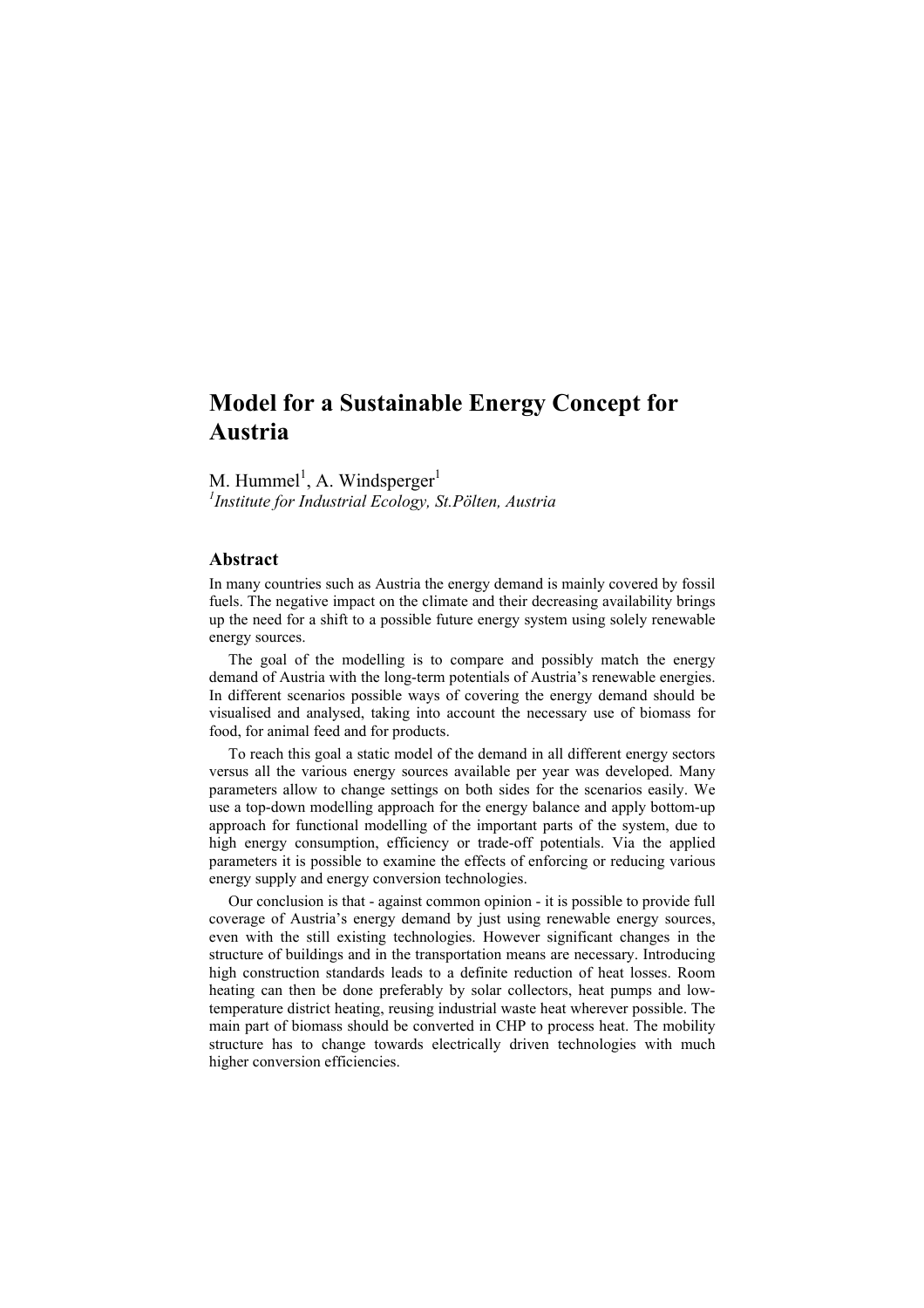# Model for a Sustainable Energy Concept for Austria

M. Hummel[1], A. Windsperger[1]

[1]*Institute for Industrial Ecology, St.Pölten, Austria*

## Abstract

In many countries such as Austria the energy demand is mainly covered by fossil fuels. The negative impact on the climate and their decreasing availability brings up the need for a shift to a possible future energy system using solely renewable energy sources.

The goal of the modelling is to compare and possibly match the energy demand of Austria with the long-term potentials of Austria's renewable energies. In different scenarios possible ways of covering the energy demand should be visualised and analysed, taking into account the necessary use of biomass for food, for animal feed and for products.

To reach this goal a static model of the demand in all different energy sectors versus all the various energy sources available per year was developed. Many parameters allow to change settings on both sides for the scenarios easily. We use a top-down modelling approach for the energy balance and apply bottom-up approach for functional modelling of the important parts of the system, due to high energy consumption, efficiency or trade-off potentials. Via the applied parameters it is possible to examine the effects of enforcing or reducing various energy supply and energy conversion technologies.

Our conclusion is that - against common opinion - it is possible to provide full coverage of Austria's energy demand by just using renewable energy sources, even with the still existing technologies. However significant changes in the structure of buildings and in the transportation means are necessary. Introducing high construction standards leads to a definite reduction of heat losses. Room heating can then be done preferably by solar collectors, heat pumps and low-temperature district heating, reusing industrial waste heat wherever possible. The main part of biomass should be converted in CHP to process heat. The mobility structure has to change towards electrically driven technologies with much higher conversion efficiencies.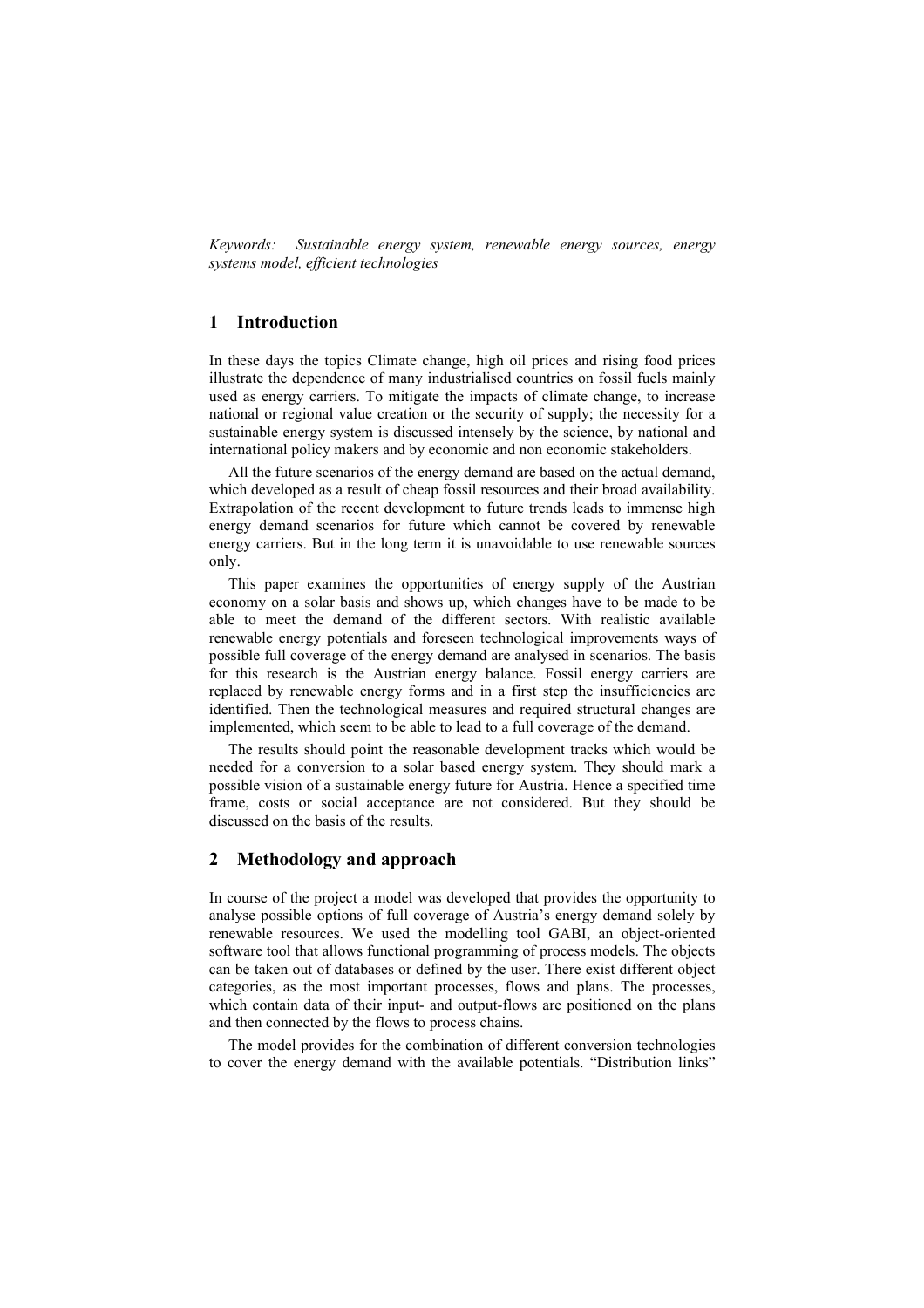*Keywords: Sustainable energy system, renewable energy sources, energy systems model, efficient technologies*

## 1 Introduction

In these days the topics Climate change, high oil prices and rising food prices illustrate the dependence of many industrialised countries on fossil fuels mainly used as energy carriers. To mitigate the impacts of climate change, to increase national or regional value creation or the security of supply; the necessity for a sustainable energy system is discussed intensely by the science, by national and international policy makers and by economic and non economic stakeholders.

All the future scenarios of the energy demand are based on the actual demand, which developed as a result of cheap fossil resources and their broad availability. Extrapolation of the recent development to future trends leads to immense high energy demand scenarios for future which cannot be covered by renewable energy carriers. But in the long term it is unavoidable to use renewable sources only.

This paper examines the opportunities of energy supply of the Austrian economy on a solar basis and shows up, which changes have to be made to be able to meet the demand of the different sectors. With realistic available renewable energy potentials and foreseen technological improvements ways of possible full coverage of the energy demand are analysed in scenarios. The basis for this research is the Austrian energy balance. Fossil energy carriers are replaced by renewable energy forms and in a first step the insufficiencies are identified. Then the technological measures and required structural changes are implemented, which seem to be able to lead to a full coverage of the demand.

The results should point the reasonable development tracks which would be needed for a conversion to a solar based energy system. They should mark a possible vision of a sustainable energy future for Austria. Hence a specified time frame, costs or social acceptance are not considered. But they should be discussed on the basis of the results.

## 2 Methodology and approach

In course of the project a model was developed that provides the opportunity to analyse possible options of full coverage of Austria's energy demand solely by renewable resources. We used the modelling tool GABI, an object-oriented software tool that allows functional programming of process models. The objects can be taken out of databases or defined by the user. There exist different object categories, as the most important processes, flows and plans. The processes, which contain data of their input- and output-flows are positioned on the plans and then connected by the flows to process chains.

The model provides for the combination of different conversion technologies to cover the energy demand with the available potentials. "Distribution links"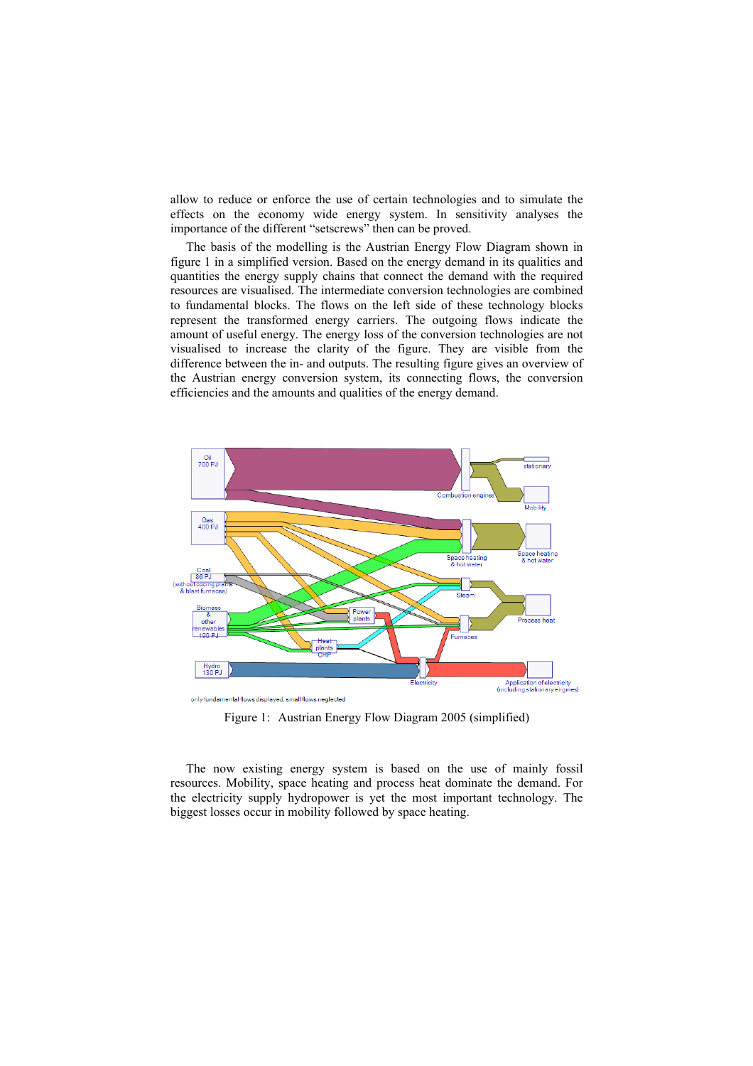allow to reduce or enforce the use of certain technologies and to simulate the effects on the economy wide energy system. In sensitivity analyses the importance of the different "setscrews" then can be proved.

The basis of the modelling is the Austrian Energy Flow Diagram shown in figure 1 in a simplified version. Based on the energy demand in its qualities and quantities the energy supply chains that connect the demand with the required resources are visualised. The intermediate conversion technologies are combined to fundamental blocks. The flows on the left side of these technology blocks represent the transformed energy carriers. The outgoing flows indicate the amount of useful energy. The energy loss of the conversion technologies are not visualised to increase the clarity of the figure. They are visible from the difference between the in- and outputs. The resulting figure gives an overview of the Austrian energy conversion system, its connecting flows, the conversion efficiencies and the amounts and qualities of the energy demand.

Figure 1: Austrian Energy Flow Diagram 2005 (simplified)

The now existing energy system is based on the use of mainly fossil resources. Mobility, space heating and process heat dominate the demand. For the electricity supply hydropower is yet the most important technology. The biggest losses occur in mobility followed by space heating.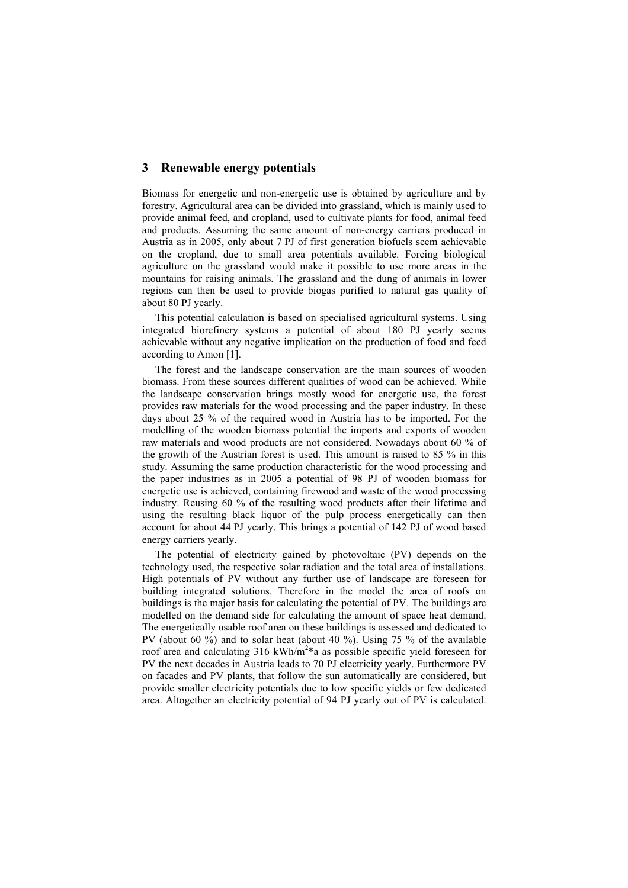## 3 Renewable energy potentials

Biomass for energetic and non-energetic use is obtained by agriculture and by forestry. Agricultural area can be divided into grassland, which is mainly used to provide animal feed, and cropland, used to cultivate plants for food, animal feed and products. Assuming the same amount of non-energy carriers produced in Austria as in 2005, only about 7 PJ of first generation biofuels seem achievable on the cropland, due to small area potentials available. Forcing biological agriculture on the grassland would make it possible to use more areas in the mountains for raising animals. The grassland and the dung of animals in lower regions can then be used to provide biogas purified to natural gas quality of about 80 PJ yearly.

This potential calculation is based on specialised agricultural systems. Using integrated biorefinery systems a potential of about 180 PJ yearly seems achievable without any negative implication on the production of food and feed according to Amon [1].

The forest and the landscape conservation are the main sources of wooden biomass. From these sources different qualities of wood can be achieved. While the landscape conservation brings mostly wood for energetic use, the forest provides raw materials for the wood processing and the paper industry. In these days about 25 % of the required wood in Austria has to be imported. For the modelling of the wooden biomass potential the imports and exports of wooden raw materials and wood products are not considered. Nowadays about 60 % of the growth of the Austrian forest is used. This amount is raised to 85 % in this study. Assuming the same production characteristic for the wood processing and the paper industries as in 2005 a potential of 98 PJ of wooden biomass for energetic use is achieved, containing firewood and waste of the wood processing industry. Reusing 60 % of the resulting wood products after their lifetime and using the resulting black liquor of the pulp process energetically can then account for about 44 PJ yearly. This brings a potential of 142 PJ of wood based energy carriers yearly.

The potential of electricity gained by photovoltaic (PV) depends on the technology used, the respective solar radiation and the total area of installations. High potentials of PV without any further use of landscape are foreseen for building integrated solutions. Therefore in the model the area of roofs on buildings is the major basis for calculating the potential of PV. The buildings are modelled on the demand side for calculating the amount of space heat demand. The energetically usable roof area on these buildings is assessed and dedicated to PV (about 60 %) and to solar heat (about 40 %). Using 75 % of the available roof area and calculating 316 $kWh/m^2*a$ as possible specific yield foreseen for PV the next decades in Austria leads to 70 PJ electricity yearly. Furthermore PV on facades and PV plants, that follow the sun automatically are considered, but provide smaller electricity potentials due to low specific yields or few dedicated area. Altogether an electricity potential of 94 PJ yearly out of PV is calculated.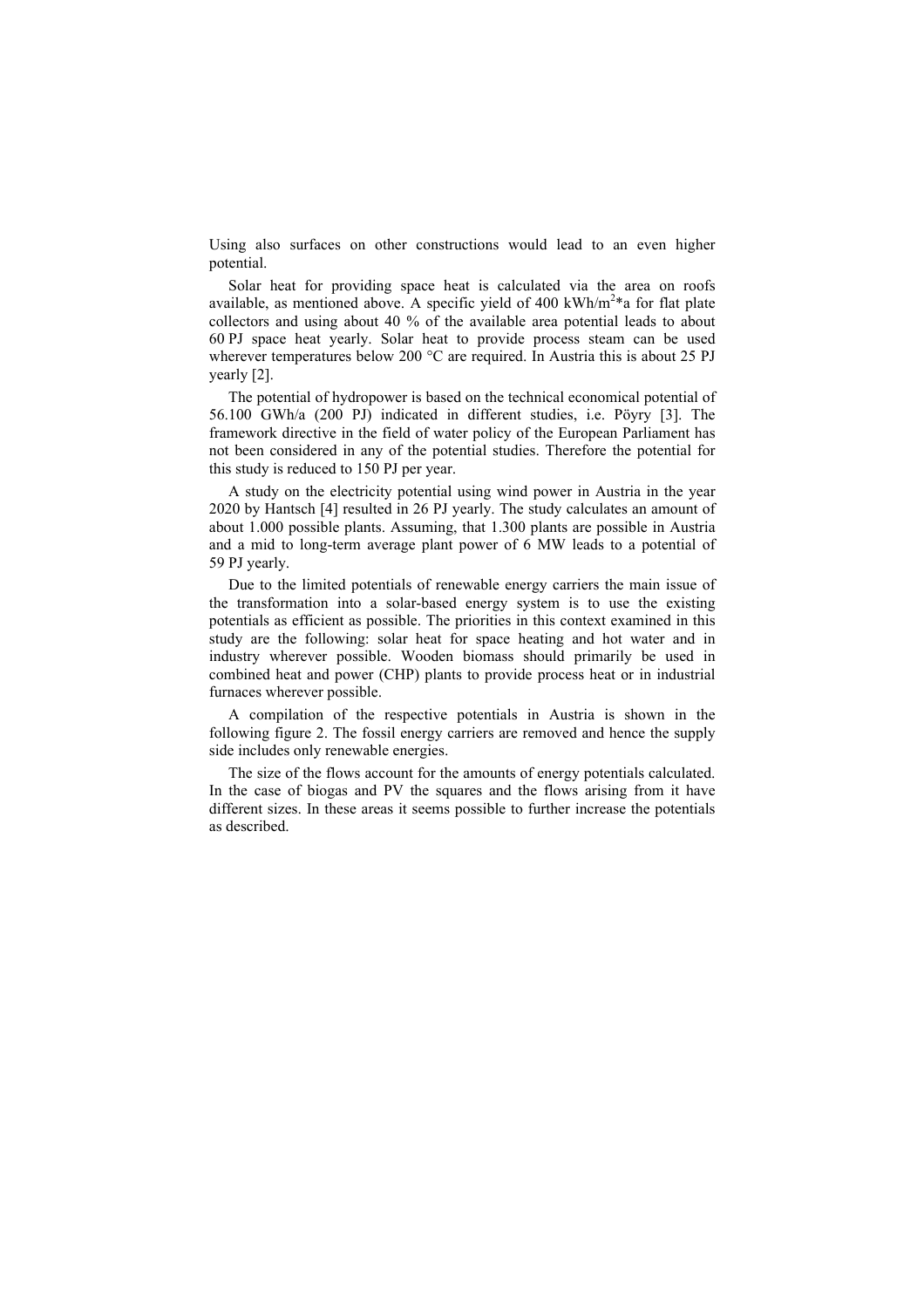Using also surfaces on other constructions would lead to an even higher potential.

Solar heat for providing space heat is calculated via the area on roofs available, as mentioned above. A specific yield of 400 $kWh/m^2*a$ for flat plate collectors and using about 40 % of the available area potential leads to about 60 PJ space heat yearly. Solar heat to provide process steam can be used wherever temperatures below 200 °C are required. In Austria this is about 25 PJ yearly [2].

The potential of hydropower is based on the technical economical potential of 56.100 GWh/a (200 PJ) indicated in different studies, i.e. Pöyry [3]. The framework directive in the field of water policy of the European Parliament has not been considered in any of the potential studies. Therefore the potential for this study is reduced to 150 PJ per year.

A study on the electricity potential using wind power in Austria in the year 2020 by Hantsch [4] resulted in 26 PJ yearly. The study calculates an amount of about 1.000 possible plants. Assuming, that 1.300 plants are possible in Austria and a mid to long-term average plant power of 6 MW leads to a potential of 59 PJ yearly.

Due to the limited potentials of renewable energy carriers the main issue of the transformation into a solar-based energy system is to use the existing potentials as efficient as possible. The priorities in this context examined in this study are the following: solar heat for space heating and hot water and in industry wherever possible. Wooden biomass should primarily be used in combined heat and power (CHP) plants to provide process heat or in industrial furnaces wherever possible.

A compilation of the respective potentials in Austria is shown in the following figure 2. The fossil energy carriers are removed and hence the supply side includes only renewable energies.

The size of the flows account for the amounts of energy potentials calculated. In the case of biogas and PV the squares and the flows arising from it have different sizes. In these areas it seems possible to further increase the potentials as described.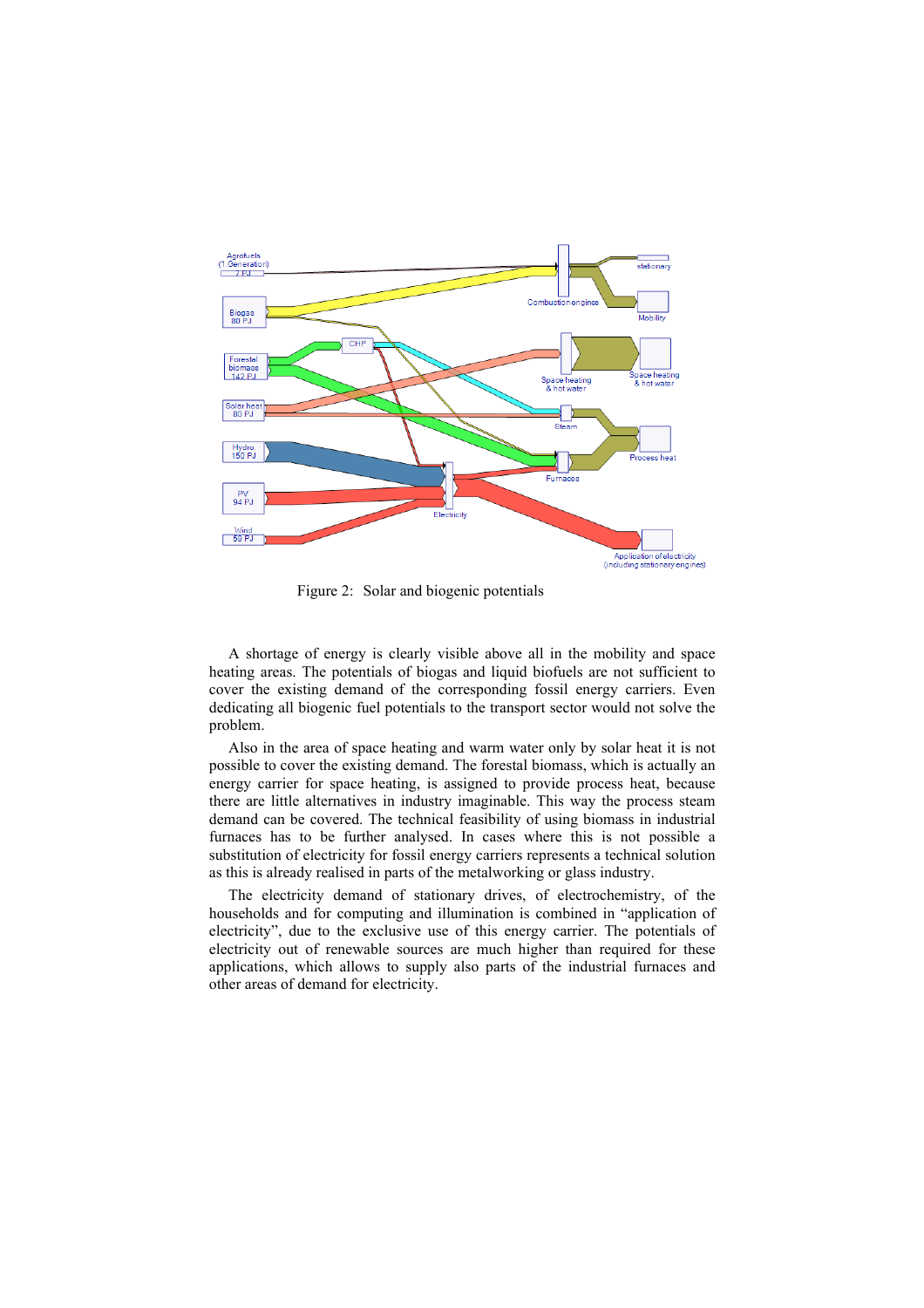Figure 2: Solar and biogenic potentials

A shortage of energy is clearly visible above all in the mobility and space heating areas. The potentials of biogas and liquid biofuels are not sufficient to cover the existing demand of the corresponding fossil energy carriers. Even dedicating all biogenic fuel potentials to the transport sector would not solve the problem.

Also in the area of space heating and warm water only by solar heat it is not possible to cover the existing demand. The forestal biomass, which is actually an energy carrier for space heating, is assigned to provide process heat, because there are little alternatives in industry imaginable. This way the process steam demand can be covered. The technical feasibility of using biomass in industrial furnaces has to be further analysed. In cases where this is not possible a substitution of electricity for fossil energy carriers represents a technical solution as this is already realised in parts of the metalworking or glass industry.

The electricity demand of stationary drives, of electrochemistry, of the households and for computing and illumination is combined in "application of electricity", due to the exclusive use of this energy carrier. The potentials of electricity out of renewable sources are much higher than required for these applications, which allows to supply also parts of the industrial furnaces and other areas of demand for electricity.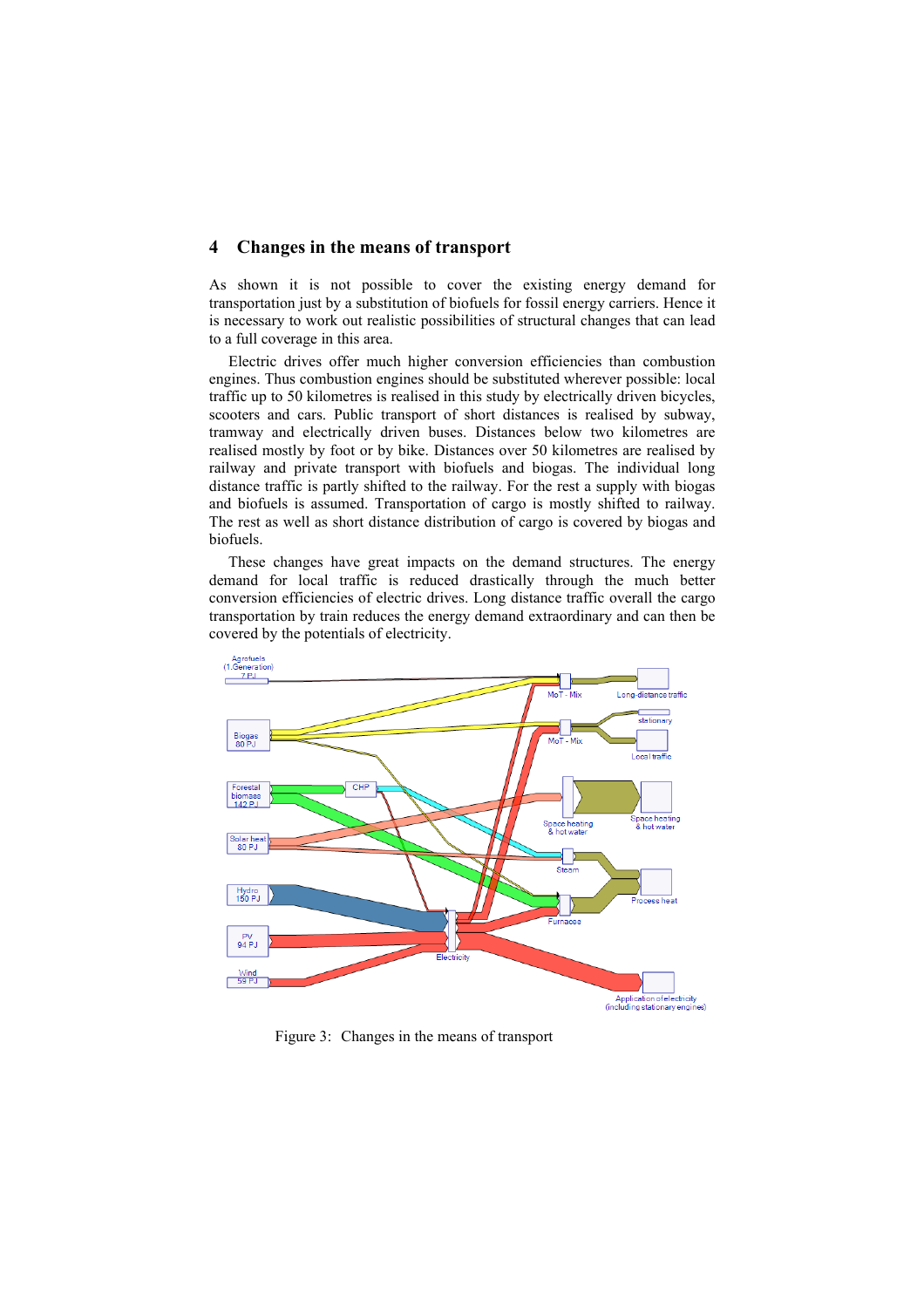## 4 Changes in the means of transport

As shown it is not possible to cover the existing energy demand for transportation just by a substitution of biofuels for fossil energy carriers. Hence it is necessary to work out realistic possibilities of structural changes that can lead to a full coverage in this area.

Electric drives offer much higher conversion efficiencies than combustion engines. Thus combustion engines should be substituted wherever possible: local traffic up to 50 kilometres is realised in this study by electrically driven bicycles, scooters and cars. Public transport of short distances is realised by subway, tramway and electrically driven buses. Distances below two kilometres are realised mostly by foot or by bike. Distances over 50 kilometres are realised by railway and private transport with biofuels and biogas. The individual long distance traffic is partly shifted to the railway. For the rest a supply with biogas and biofuels is assumed. Transportation of cargo is mostly shifted to railway. The rest as well as short distance distribution of cargo is covered by biogas and biofuels.

These changes have great impacts on the demand structures. The energy demand for local traffic is reduced drastically through the much better conversion efficiencies of electric drives. Long distance traffic overall the cargo transportation by train reduces the energy demand extraordinary and can then be covered by the potentials of electricity.

Figure 3: Changes in the means of transport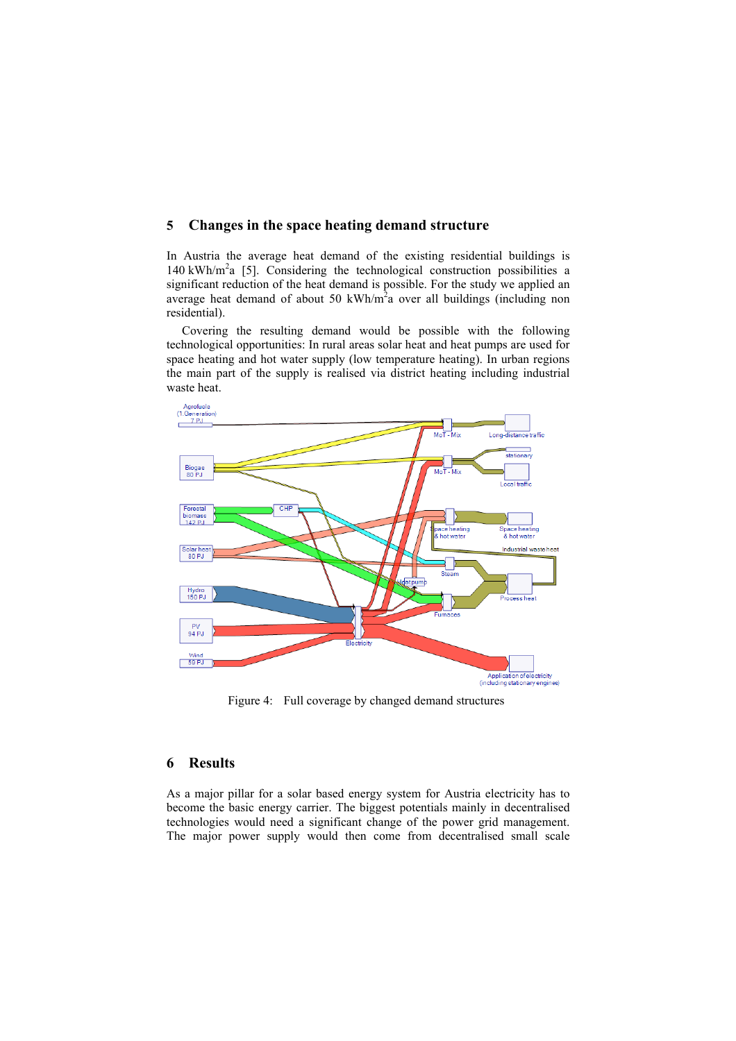## 5 Changes in the space heating demand structure

In Austria the average heat demand of the existing residential buildings is 140 kWh/m$^2$a [5]. Considering the technological construction possibilities a significant reduction of the heat demand is possible. For the study we applied an average heat demand of about 50 kWh/m$^2$a over all buildings (including non residential).

Covering the resulting demand would be possible with the following technological opportunities: In rural areas solar heat and heat pumps are used for space heating and hot water supply (low temperature heating). In urban regions the main part of the supply is realised via district heating including industrial waste heat.

Figure 4: Full coverage by changed demand structures

## 6 Results

As a major pillar for a solar based energy system for Austria electricity has to become the basic energy carrier. The biggest potentials mainly in decentralised technologies would need a significant change of the power grid management. The major power supply would then come from decentralised small scale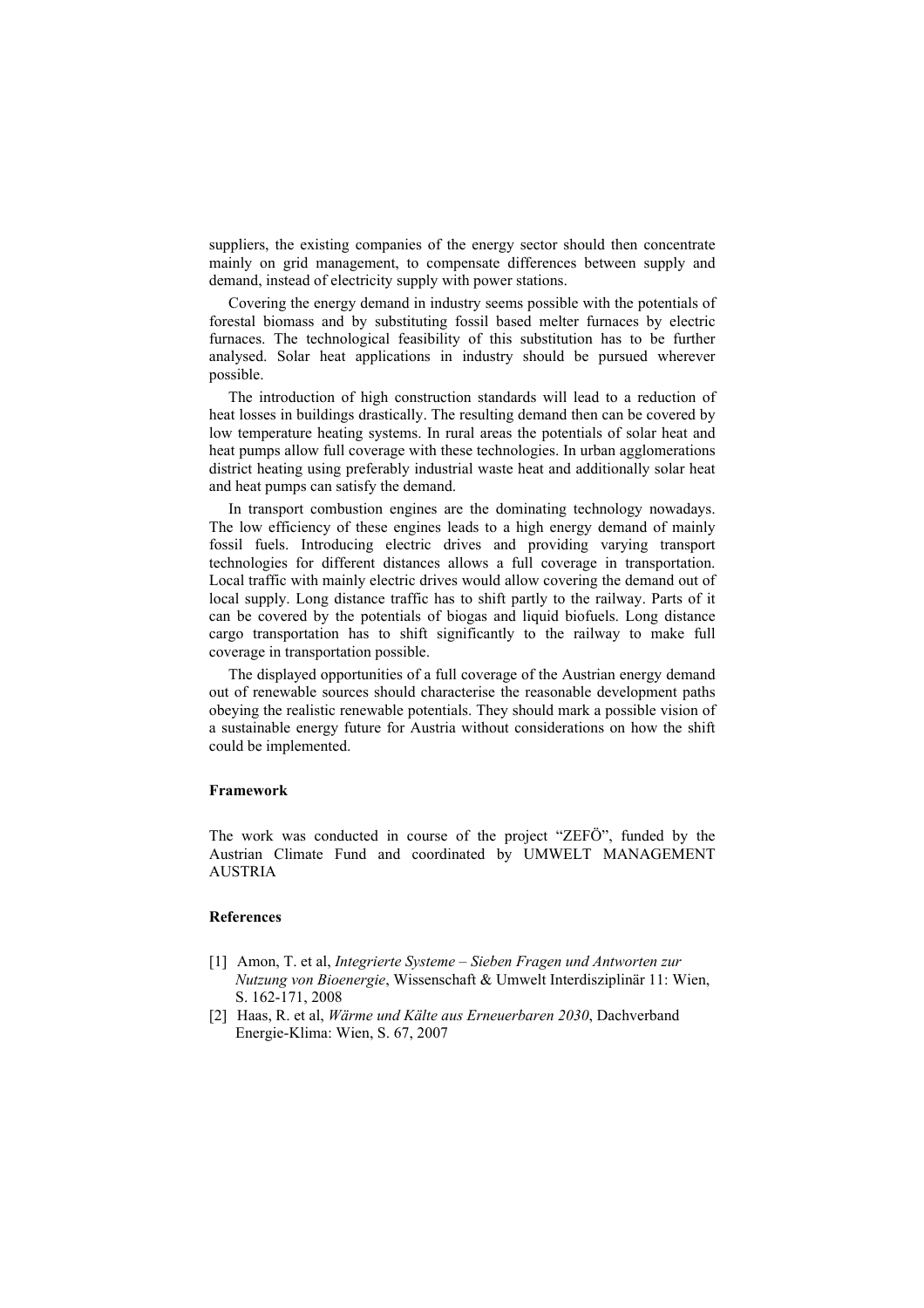suppliers, the existing companies of the energy sector should then concentrate mainly on grid management, to compensate differences between supply and demand, instead of electricity supply with power stations.

Covering the energy demand in industry seems possible with the potentials of forestal biomass and by substituting fossil based melter furnaces by electric furnaces. The technological feasibility of this substitution has to be further analysed. Solar heat applications in industry should be pursued wherever possible.

The introduction of high construction standards will lead to a reduction of heat losses in buildings drastically. The resulting demand then can be covered by low temperature heating systems. In rural areas the potentials of solar heat and heat pumps allow full coverage with these technologies. In urban agglomerations district heating using preferably industrial waste heat and additionally solar heat and heat pumps can satisfy the demand.

In transport combustion engines are the dominating technology nowadays. The low efficiency of these engines leads to a high energy demand of mainly fossil fuels. Introducing electric drives and providing varying transport technologies for different distances allows a full coverage in transportation. Local traffic with mainly electric drives would allow covering the demand out of local supply. Long distance traffic has to shift partly to the railway. Parts of it can be covered by the potentials of biogas and liquid biofuels. Long distance cargo transportation has to shift significantly to the railway to make full coverage in transportation possible.

The displayed opportunities of a full coverage of the Austrian energy demand out of renewable sources should characterise the reasonable development paths obeying the realistic renewable potentials. They should mark a possible vision of a sustainable energy future for Austria without considerations on how the shift could be implemented.

#### Framework

The work was conducted in course of the project "ZEFÖ", funded by the Austrian Climate Fund and coordinated by UMWELT MANAGEMENT AUSTRIA

#### References

[1] Amon, T. et al, *Integrierte Systeme – Sieben Fragen und Antworten zur Nutzung von Bioenergie*, Wissenschaft & Umwelt Interdisziplinär 11: Wien, S. 162-171, 2008

[2] Haas, R. et al, *Wärme und Kälte aus Erneuerbaren 2030*, Dachverband Energie-Klima: Wien, S. 67, 2007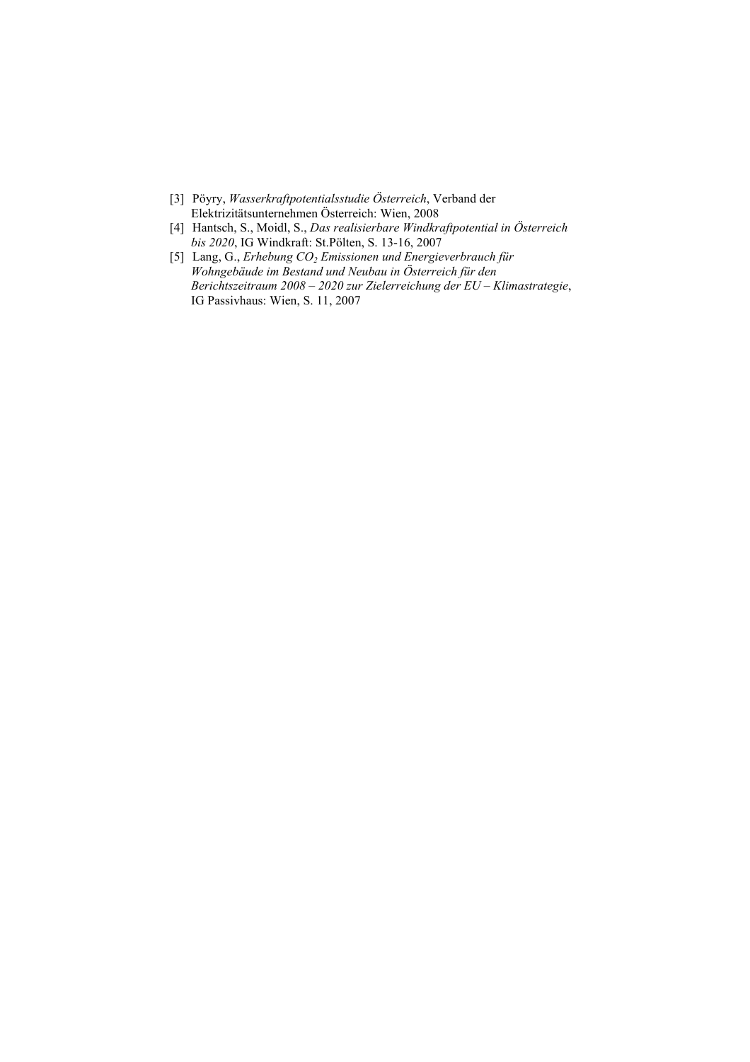[3] Pöyry, *Wasserkraftpotentialsstudie Österreich*, Verband der Elektrizitätsunternehmen Österreich: Wien, 2008

[4] Hantsch, S., Moidl, S., *Das realisierbare Windkraftpotential in Österreich bis 2020*, IG Windkraft: St.Pölten, S. 13-16, 2007

[5] Lang, G., *Erhebung $CO_2$ Emissionen und Energieverbrauch für Wohngebäude im Bestand und Neubau in Österreich für den Berichtszeitraum 2008 – 2020 zur Zielerreichung der EU – Klimastrategie*, IG Passivhaus: Wien, S. 11, 2007